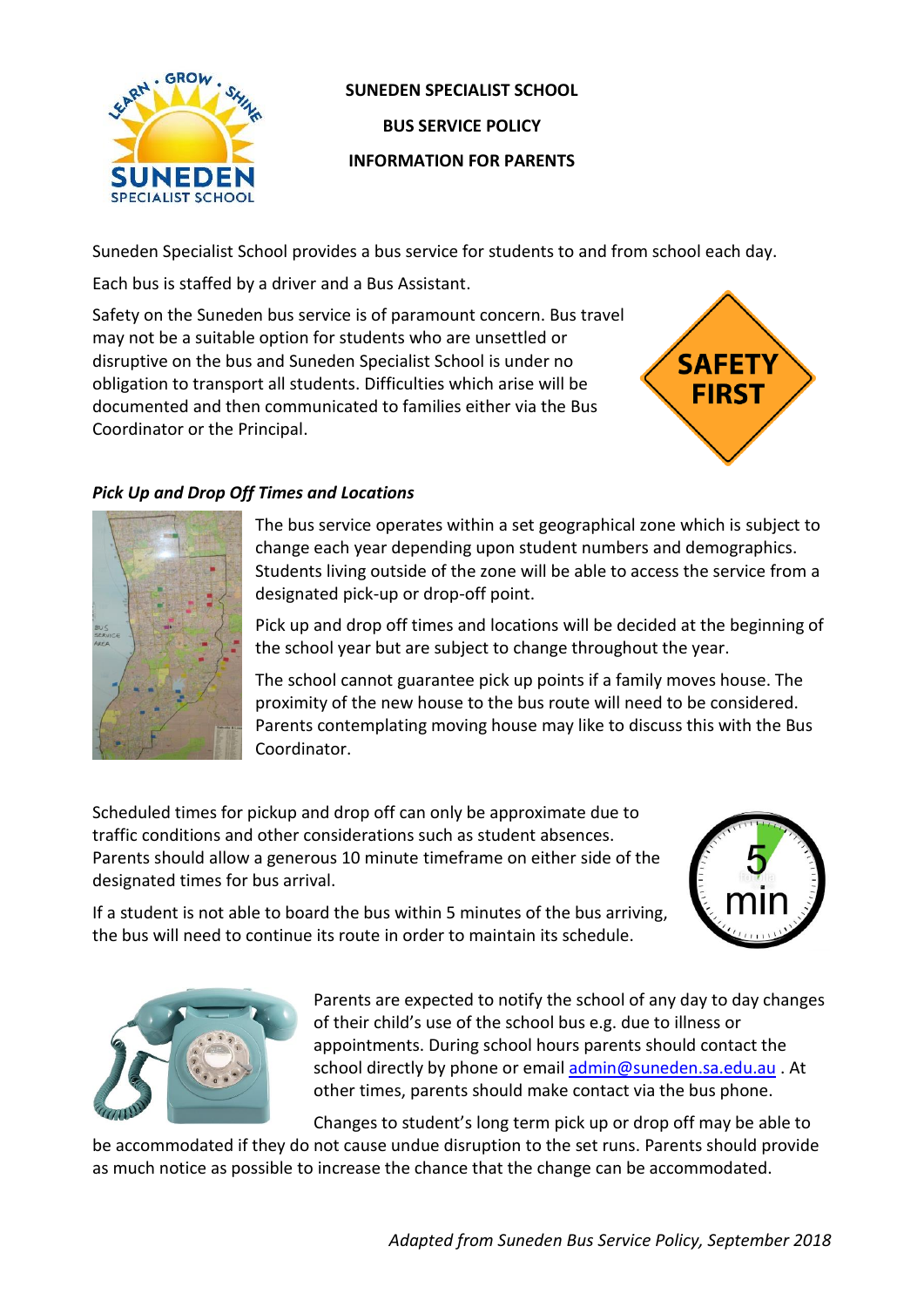# SUNEDEN SPECIALIST SCHOOL

## BUS SERVICE POLICY

## INFORMATION FOR PARENTS

Suneden Specialist School provides a bus service for students to and from school each day.

Each bus is staffed by a driver and a Bus Assistant.

Safety on the Suneden bus service is of paramount concern. Bus travel may not be a suitable option for students who are unsettled or disruptive on the bus and Suneden Specialist School is under no obligation to transport all students. Difficulties which arise will be documented and then communicated to families either via the Bus Coordinator or the Principal.

### *Pick Up and Drop Off Times and Locations*

The bus service operates within a set geographical zone which is subject to change each year depending upon student numbers and demographics. Students living outside of the zone will be able to access the service from a designated pick-up or drop-off point.

Pick up and drop off times and locations will be decided at the beginning of the school year but are subject to change throughout the year.

The school cannot guarantee pick up points if a family moves house. The proximity of the new house to the bus route will need to be considered. Parents contemplating moving house may like to discuss this with the Bus Coordinator.

Scheduled times for pickup and drop off can only be approximate due to traffic conditions and other considerations such as student absences. Parents should allow a generous 10 minute timeframe on either side of the designated times for bus arrival.

If a student is not able to board the bus within 5 minutes of the bus arriving, the bus will need to continue its route in order to maintain its schedule.

Parents are expected to notify the school of any day to day changes of their child's use of the school bus e.g. due to illness or appointments. During school hours parents should contact the school directly by phone or email admin@suneden.sa.edu.au . At other times, parents should make contact via the bus phone.

Changes to student's long term pick up or drop off may be able to be accommodated if they do not cause undue disruption to the set runs. Parents should provide as much notice as possible to increase the chance that the change can be accommodated.

*Adapted from Suneden Bus Service Policy, September 2018*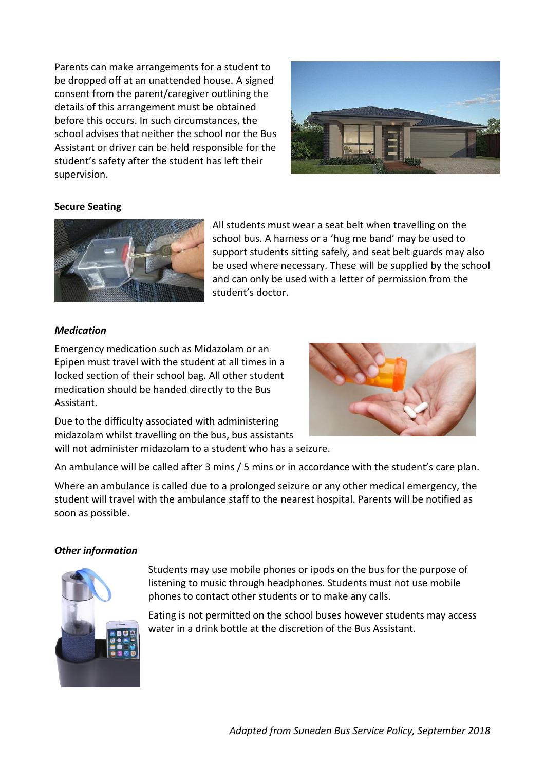Parents can make arrangements for a student to be dropped off at an unattended house. A signed consent from the parent/caregiver outlining the details of this arrangement must be obtained before this occurs. In such circumstances, the school advises that neither the school nor the Bus Assistant or driver can be held responsible for the student's safety after the student has left their supervision.

**Secure Seating**

All students must wear a seat belt when travelling on the school bus. A harness or a 'hug me band' may be used to support students sitting safely, and seat belt guards may also be used where necessary. These will be supplied by the school and can only be used with a letter of permission from the student's doctor.

***Medication***

Emergency medication such as Midazolam or an Epipen must travel with the student at all times in a locked section of their school bag. All other student medication should be handed directly to the Bus Assistant.

Due to the difficulty associated with administering midazolam whilst travelling on the bus, bus assistants will not administer midazolam to a student who has a seizure.

An ambulance will be called after 3 mins / 5 mins or in accordance with the student's care plan.

Where an ambulance is called due to a prolonged seizure or any other medical emergency, the student will travel with the ambulance staff to the nearest hospital. Parents will be notified as soon as possible.

***Other information***

Students may use mobile phones or ipods on the bus for the purpose of listening to music through headphones. Students must not use mobile phones to contact other students or to make any calls.

Eating is not permitted on the school buses however students may access water in a drink bottle at the discretion of the Bus Assistant.

*Adapted from Suneden Bus Service Policy, September 2018*